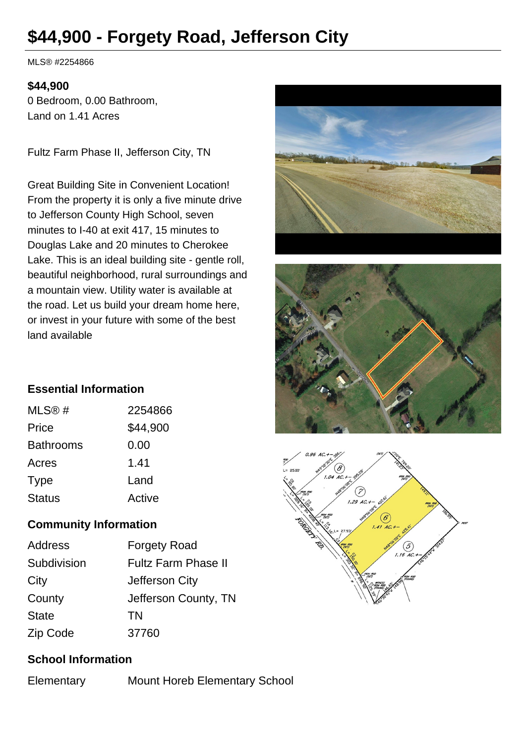# $44,900 - Forgety Road, Jefferson City

MLS® #2254866

**$44,900**
0 Bedroom, 0.00 Bathroom,
Land on 1.41 Acres

Fultz Farm Phase II, Jefferson City, TN

Great Building Site in Convenient Location! From the property it is only a five minute drive to Jefferson County High School, seven minutes to I-40 at exit 417, 15 minutes to Douglas Lake and 20 minutes to Cherokee Lake. This is an ideal building site - gentle roll, beautiful neighborhood, rural surroundings and a mountain view. Utility water is available at the road. Let us build your dream home here, or invest in your future with some of the best land available

### Essential Information

| | |
|---|---|
| MLS® # | 2254866 |
| Price | $44,900 |
| Bathrooms | 0.00 |
| Acres | 1.41 |
| Type | Land |
| Status | Active |

### Community Information

| | |
|---|---|
| Address | Forgety Road |
| Subdivision | Fultz Farm Phase II |
| City | Jefferson City |
| County | Jefferson County, TN |
| State | TN |
| Zip Code | 37760 |

### School Information

| | |
|---|---|
| Elementary | Mount Horeb Elementary School |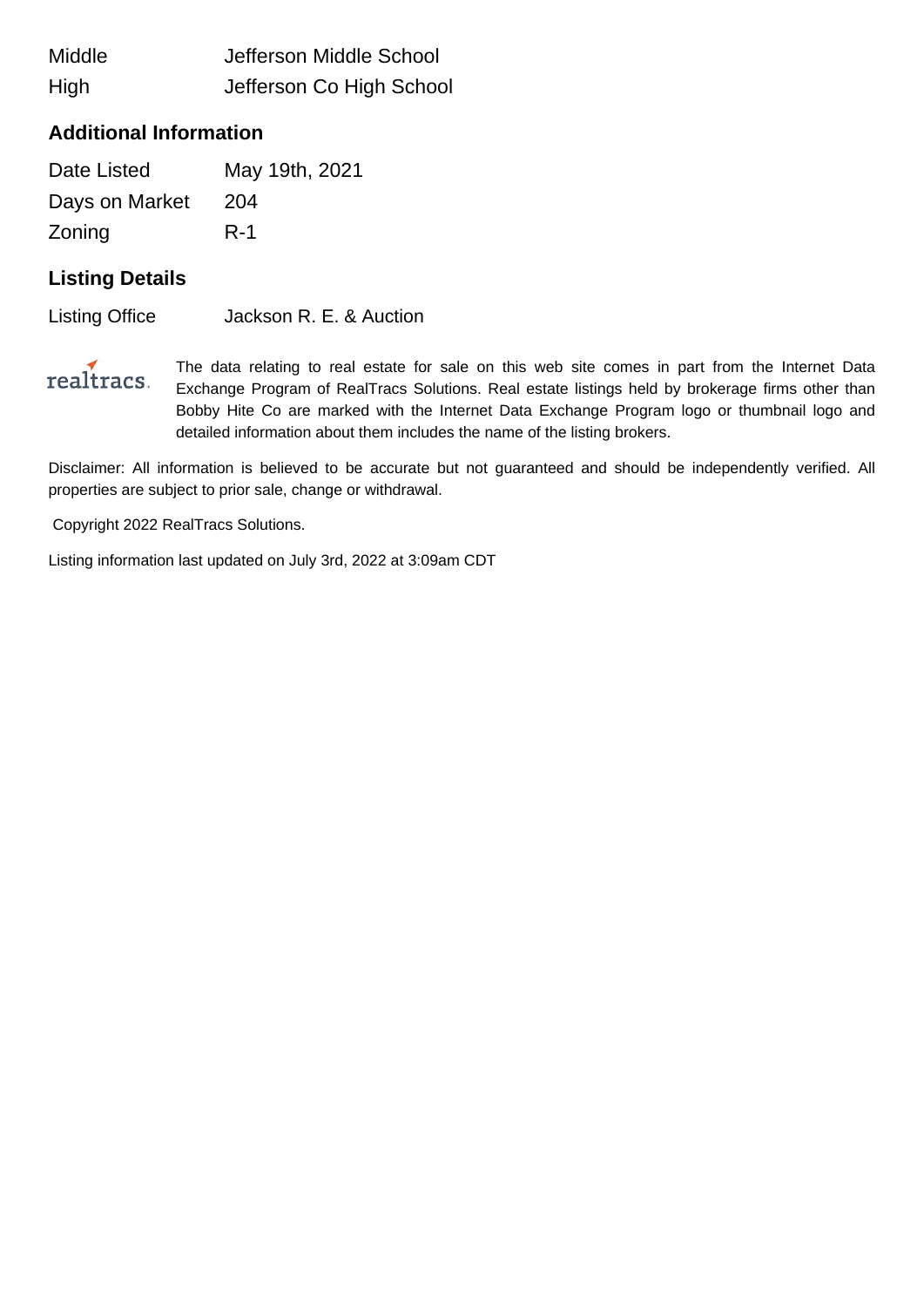| | |
|---|---|
| Middle | Jefferson Middle School |
| High | Jefferson Co High School |

## Additional Information

| | |
|---|---|
| Date Listed | May 19th, 2021 |
| Days on Market | 204 |
| Zoning | R-1 |

## Listing Details

| | |
|---|---|
| Listing Office | Jackson R. E. & Auction |

realtracs.

The data relating to real estate for sale on this web site comes in part from the Internet Data Exchange Program of RealTracs Solutions. Real estate listings held by brokerage firms other than Bobby Hite Co are marked with the Internet Data Exchange Program logo or thumbnail logo and detailed information about them includes the name of the listing brokers.

Disclaimer: All information is believed to be accurate but not guaranteed and should be independently verified. All properties are subject to prior sale, change or withdrawal.

Copyright 2022 RealTracs Solutions.

Listing information last updated on July 3rd, 2022 at 3:09am CDT